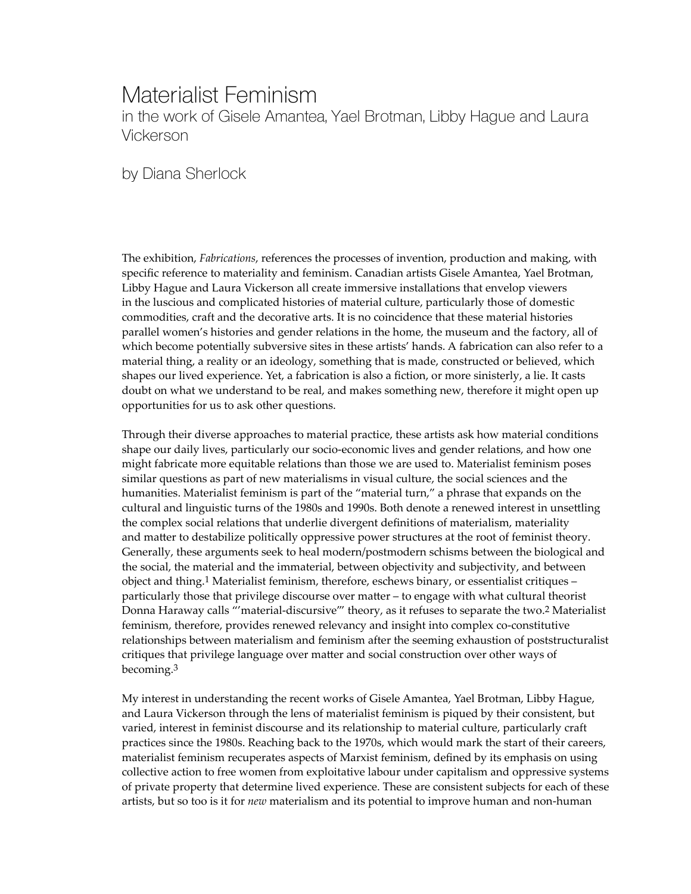# Materialist Feminism

## in the work of Gisele Amantea, Yael Brotman, Libby Hague and Laura Vickerson

### by Diana Sherlock

The exhibition, *Fabrications*, references the processes of invention, production and making, with specific reference to materiality and feminism. Canadian artists Gisele Amantea, Yael Brotman, Libby Hague and Laura Vickerson all create immersive installations that envelop viewers in the luscious and complicated histories of material culture, particularly those of domestic commodities, craft and the decorative arts. It is no coincidence that these material histories parallel women's histories and gender relations in the home, the museum and the factory, all of which become potentially subversive sites in these artists' hands. A fabrication can also refer to a material thing, a reality or an ideology, something that is made, constructed or believed, which shapes our lived experience. Yet, a fabrication is also a fiction, or more sinisterly, a lie. It casts doubt on what we understand to be real, and makes something new, therefore it might open up opportunities for us to ask other questions.

Through their diverse approaches to material practice, these artists ask how material conditions shape our daily lives, particularly our socio-economic lives and gender relations, and how one might fabricate more equitable relations than those we are used to. Materialist feminism poses similar questions as part of new materialisms in visual culture, the social sciences and the humanities. Materialist feminism is part of the "material turn," a phrase that expands on the cultural and linguistic turns of the 1980s and 1990s. Both denote a renewed interest in unsettling the complex social relations that underlie divergent definitions of materialism, materiality and matter to destabilize politically oppressive power structures at the root of feminist theory. Generally, these arguments seek to heal modern/postmodern schisms between the biological and the social, the material and the immaterial, between objectivity and subjectivity, and between object and thing.[1] Materialist feminism, therefore, eschews binary, or essentialist critiques – particularly those that privilege discourse over matter – to engage with what cultural theorist Donna Haraway calls "'material-discursive'" theory, as it refuses to separate the two.[2] Materialist feminism, therefore, provides renewed relevancy and insight into complex co-constitutive relationships between materialism and feminism after the seeming exhaustion of poststructuralist critiques that privilege language over matter and social construction over other ways of becoming.[3]

My interest in understanding the recent works of Gisele Amantea, Yael Brotman, Libby Hague, and Laura Vickerson through the lens of materialist feminism is piqued by their consistent, but varied, interest in feminist discourse and its relationship to material culture, particularly craft practices since the 1980s. Reaching back to the 1970s, which would mark the start of their careers, materialist feminism recuperates aspects of Marxist feminism, defined by its emphasis on using collective action to free women from exploitative labour under capitalism and oppressive systems of private property that determine lived experience. These are consistent subjects for each of these artists, but so too is it for *new* materialism and its potential to improve human and non-human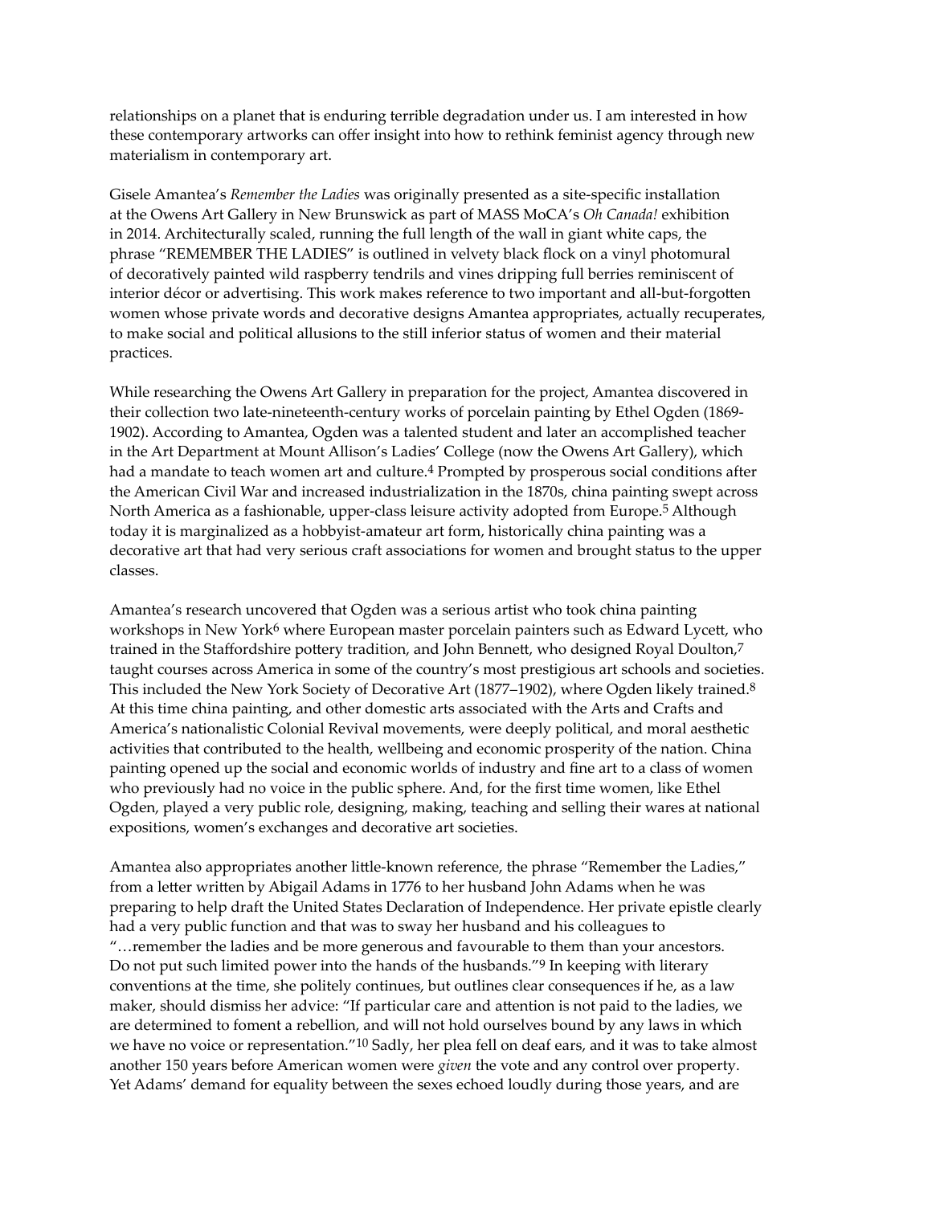relationships on a planet that is enduring terrible degradation under us. I am interested in how these contemporary artworks can offer insight into how to rethink feminist agency through new materialism in contemporary art.

Gisele Amantea's *Remember the Ladies* was originally presented as a site-specific installation at the Owens Art Gallery in New Brunswick as part of MASS MoCA's *Oh Canada!* exhibition in 2014. Architecturally scaled, running the full length of the wall in giant white caps, the phrase "REMEMBER THE LADIES" is outlined in velvety black flock on a vinyl photomural of decoratively painted wild raspberry tendrils and vines dripping full berries reminiscent of interior décor or advertising. This work makes reference to two important and all-but-forgotten women whose private words and decorative designs Amantea appropriates, actually recuperates, to make social and political allusions to the still inferior status of women and their material practices.

While researching the Owens Art Gallery in preparation for the project, Amantea discovered in their collection two late-nineteenth-century works of porcelain painting by Ethel Ogden (1869-1902). According to Amantea, Ogden was a talented student and later an accomplished teacher in the Art Department at Mount Allison's Ladies' College (now the Owens Art Gallery), which had a mandate to teach women art and culture.[4] Prompted by prosperous social conditions after the American Civil War and increased industrialization in the 1870s, china painting swept across North America as a fashionable, upper-class leisure activity adopted from Europe.[5] Although today it is marginalized as a hobbyist-amateur art form, historically china painting was a decorative art that had very serious craft associations for women and brought status to the upper classes.

Amantea's research uncovered that Ogden was a serious artist who took china painting workshops in New York[6] where European master porcelain painters such as Edward Lycett, who trained in the Staffordshire pottery tradition, and John Bennett, who designed Royal Doulton,[7] taught courses across America in some of the country's most prestigious art schools and societies. This included the New York Society of Decorative Art (1877–1902), where Ogden likely trained.[8] At this time china painting, and other domestic arts associated with the Arts and Crafts and America's nationalistic Colonial Revival movements, were deeply political, and moral aesthetic activities that contributed to the health, wellbeing and economic prosperity of the nation. China painting opened up the social and economic worlds of industry and fine art to a class of women who previously had no voice in the public sphere. And, for the first time women, like Ethel Ogden, played a very public role, designing, making, teaching and selling their wares at national expositions, women's exchanges and decorative art societies.

Amantea also appropriates another little-known reference, the phrase "Remember the Ladies," from a letter written by Abigail Adams in 1776 to her husband John Adams when he was preparing to help draft the United States Declaration of Independence. Her private epistle clearly had a very public function and that was to sway her husband and his colleagues to "…remember the ladies and be more generous and favourable to them than your ancestors. Do not put such limited power into the hands of the husbands."[9] In keeping with literary conventions at the time, she politely continues, but outlines clear consequences if he, as a law maker, should dismiss her advice: "If particular care and attention is not paid to the ladies, we are determined to foment a rebellion, and will not hold ourselves bound by any laws in which we have no voice or representation."[10] Sadly, her plea fell on deaf ears, and it was to take almost another 150 years before American women were *given* the vote and any control over property. Yet Adams' demand for equality between the sexes echoed loudly during those years, and are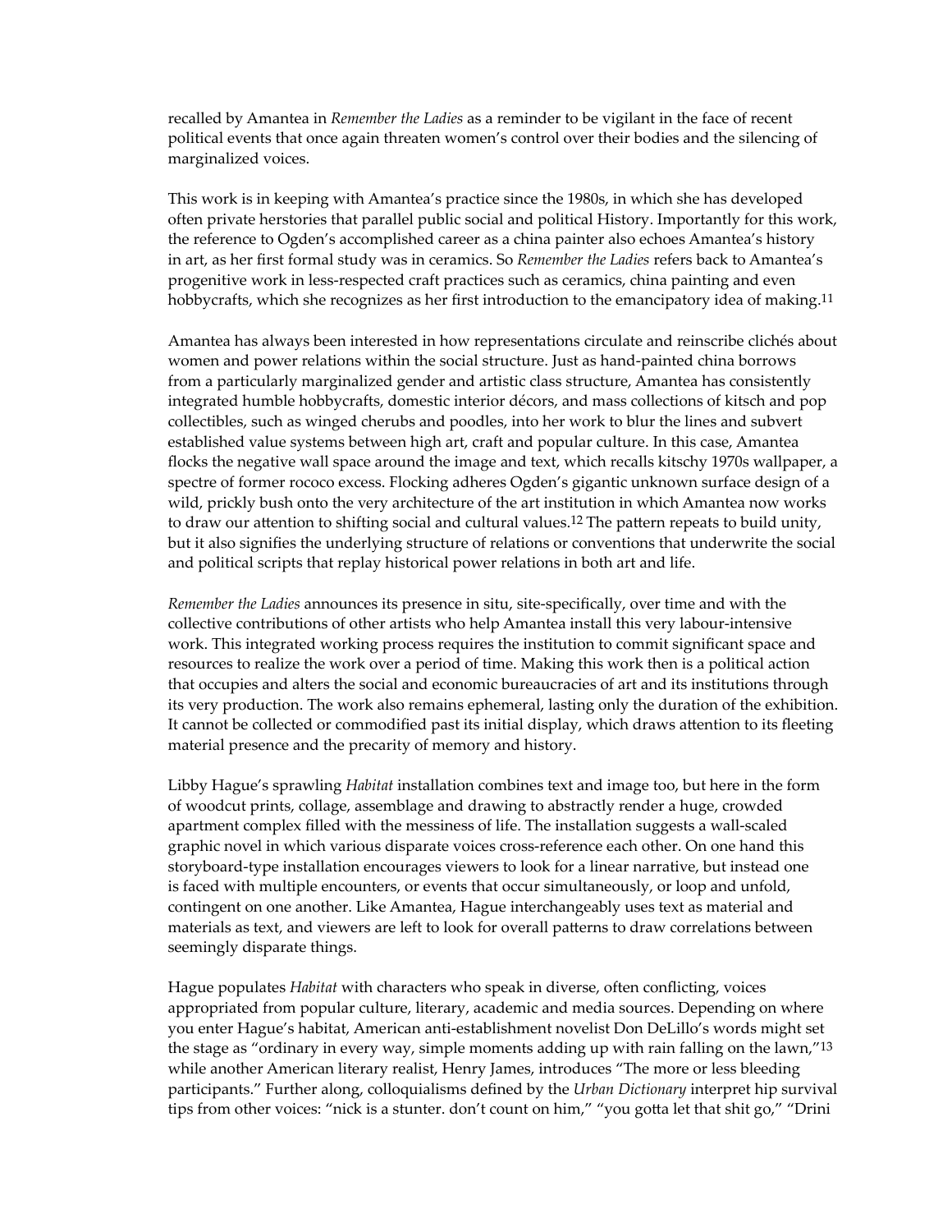recalled by Amantea in *Remember the Ladies* as a reminder to be vigilant in the face of recent political events that once again threaten women's control over their bodies and the silencing of marginalized voices.

This work is in keeping with Amantea's practice since the 1980s, in which she has developed often private herstories that parallel public social and political History. Importantly for this work, the reference to Ogden's accomplished career as a china painter also echoes Amantea's history in art, as her first formal study was in ceramics. So *Remember the Ladies* refers back to Amantea's progenitive work in less-respected craft practices such as ceramics, china painting and even hobbycrafts, which she recognizes as her first introduction to the emancipatory idea of making.[11]

Amantea has always been interested in how representations circulate and reinscribe clichés about women and power relations within the social structure. Just as hand-painted china borrows from a particularly marginalized gender and artistic class structure, Amantea has consistently integrated humble hobbycrafts, domestic interior décors, and mass collections of kitsch and pop collectibles, such as winged cherubs and poodles, into her work to blur the lines and subvert established value systems between high art, craft and popular culture. In this case, Amantea flocks the negative wall space around the image and text, which recalls kitschy 1970s wallpaper, a spectre of former rococo excess. Flocking adheres Ogden's gigantic unknown surface design of a wild, prickly bush onto the very architecture of the art institution in which Amantea now works to draw our attention to shifting social and cultural values.[12] The pattern repeats to build unity, but it also signifies the underlying structure of relations or conventions that underwrite the social and political scripts that replay historical power relations in both art and life.

*Remember the Ladies* announces its presence in situ, site-specifically, over time and with the collective contributions of other artists who help Amantea install this very labour-intensive work. This integrated working process requires the institution to commit significant space and resources to realize the work over a period of time. Making this work then is a political action that occupies and alters the social and economic bureaucracies of art and its institutions through its very production. The work also remains ephemeral, lasting only the duration of the exhibition. It cannot be collected or commodified past its initial display, which draws attention to its fleeting material presence and the precarity of memory and history.

Libby Hague's sprawling *Habitat* installation combines text and image too, but here in the form of woodcut prints, collage, assemblage and drawing to abstractly render a huge, crowded apartment complex filled with the messiness of life. The installation suggests a wall-scaled graphic novel in which various disparate voices cross-reference each other. On one hand this storyboard-type installation encourages viewers to look for a linear narrative, but instead one is faced with multiple encounters, or events that occur simultaneously, or loop and unfold, contingent on one another. Like Amantea, Hague interchangeably uses text as material and materials as text, and viewers are left to look for overall patterns to draw correlations between seemingly disparate things.

Hague populates *Habitat* with characters who speak in diverse, often conflicting, voices appropriated from popular culture, literary, academic and media sources. Depending on where you enter Hague's habitat, American anti-establishment novelist Don DeLillo's words might set the stage as "ordinary in every way, simple moments adding up with rain falling on the lawn,"[13] while another American literary realist, Henry James, introduces "The more or less bleeding participants." Further along, colloquialisms defined by the *Urban Dictionary* interpret hip survival tips from other voices: "nick is a stunter. don't count on him," "you gotta let that shit go," "Drini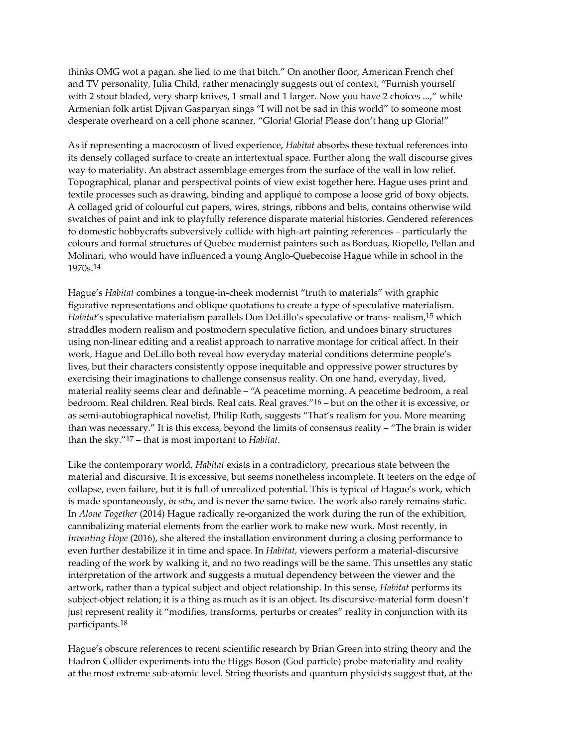thinks OMG wot a pagan. she lied to me that bitch." On another floor, American French chef and TV personality, Julia Child, rather menacingly suggests out of context, "Furnish yourself with 2 stout bladed, very sharp knives, 1 small and 1 larger. Now you have 2 choices ...," while Armenian folk artist Djivan Gasparyan sings "I will not be sad in this world" to someone most desperate overheard on a cell phone scanner, "Gloria! Gloria! Please don't hang up Gloria!"

As if representing a macrocosm of lived experience, *Habitat* absorbs these textual references into its densely collaged surface to create an intertextual space. Further along the wall discourse gives way to materiality. An abstract assemblage emerges from the surface of the wall in low relief. Topographical, planar and perspectival points of view exist together here. Hague uses print and textile processes such as drawing, binding and appliqué to compose a loose grid of boxy objects. A collaged grid of colourful cut papers, wires, strings, ribbons and belts, contains otherwise wild swatches of paint and ink to playfully reference disparate material histories. Gendered references to domestic hobbycrafts subversively collide with high-art painting references – particularly the colours and formal structures of Quebec modernist painters such as Borduas, Riopelle, Pellan and Molinari, who would have influenced a young Anglo-Quebecoise Hague while in school in the 1970s.[14]

Hague's *Habitat* combines a tongue-in-cheek modernist "truth to materials" with graphic figurative representations and oblique quotations to create a type of speculative materialism. *Habitat*'s speculative materialism parallels Don DeLillo's speculative or trans- realism,[15] which straddles modern realism and postmodern speculative fiction, and undoes binary structures using non-linear editing and a realist approach to narrative montage for critical affect. In their work, Hague and DeLillo both reveal how everyday material conditions determine people's lives, but their characters consistently oppose inequitable and oppressive power structures by exercising their imaginations to challenge consensus reality. On one hand, everyday, lived, material reality seems clear and definable – "A peacetime morning. A peacetime bedroom, a real bedroom. Real children. Real birds. Real cats. Real graves."[16] – but on the other it is excessive, or as semi-autobiographical novelist, Philip Roth, suggests "That's realism for you. More meaning than was necessary." It is this excess, beyond the limits of consensus reality – "The brain is wider than the sky."[17] – that is most important to *Habitat*.

Like the contemporary world, *Habitat* exists in a contradictory, precarious state between the material and discursive. It is excessive, but seems nonetheless incomplete. It teeters on the edge of collapse, even failure, but it is full of unrealized potential. This is typical of Hague's work, which is made spontaneously, *in situ*, and is never the same twice. The work also rarely remains static. In *Alone Together* (2014) Hague radically re-organized the work during the run of the exhibition, cannibalizing material elements from the earlier work to make new work. Most recently, in *Inventing Hope* (2016), she altered the installation environment during a closing performance to even further destabilize it in time and space. In *Habitat*, viewers perform a material-discursive reading of the work by walking it, and no two readings will be the same. This unsettles any static interpretation of the artwork and suggests a mutual dependency between the viewer and the artwork, rather than a typical subject and object relationship. In this sense, *Habitat* performs its subject-object relation; it is a thing as much as it is an object. Its discursive-material form doesn't just represent reality it "modifies, transforms, perturbs or creates" reality in conjunction with its participants.[18]

Hague's obscure references to recent scientific research by Brian Green into string theory and the Hadron Collider experiments into the Higgs Boson (God particle) probe materiality and reality at the most extreme sub-atomic level. String theorists and quantum physicists suggest that, at the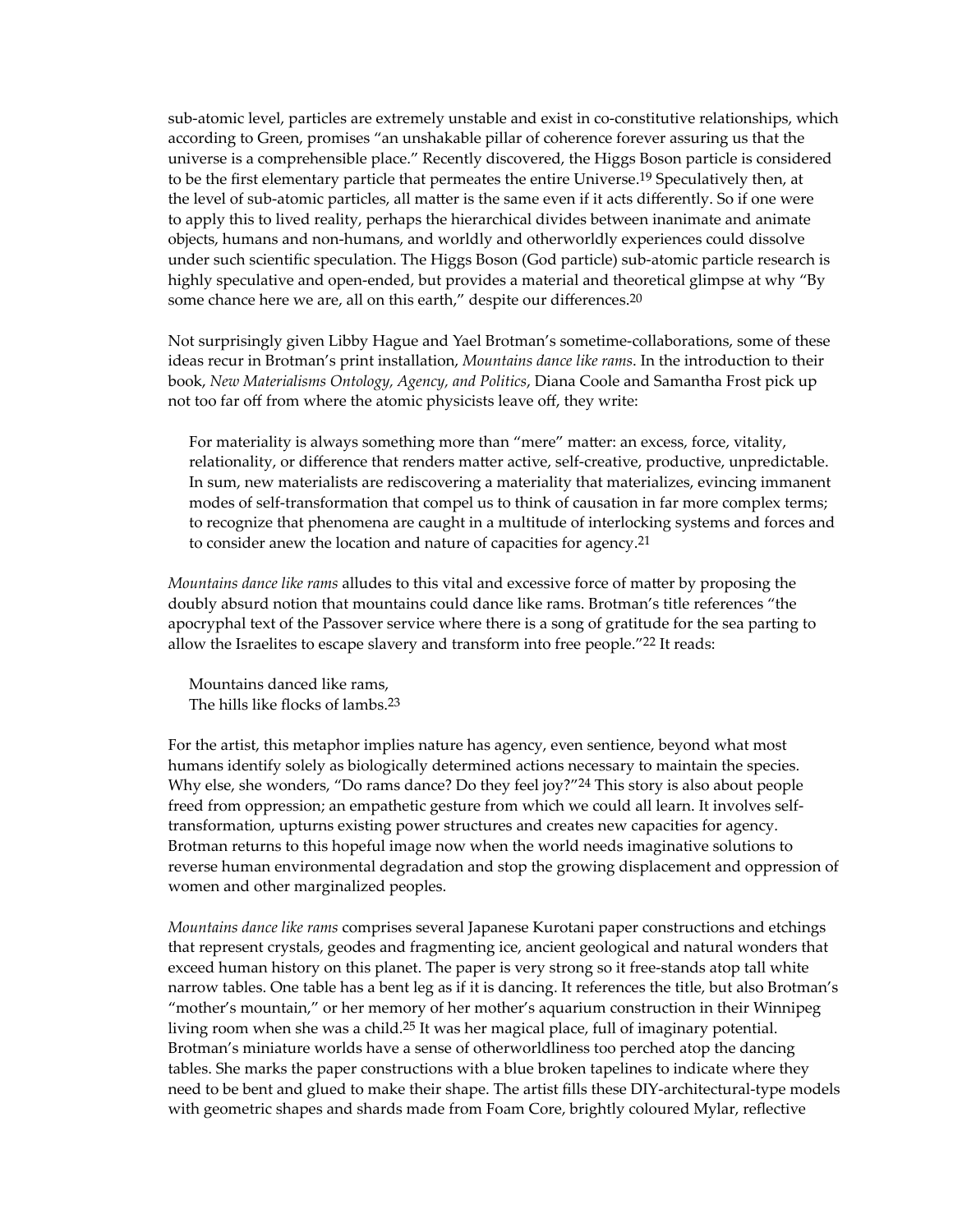sub-atomic level, particles are extremely unstable and exist in co-constitutive relationships, which according to Green, promises "an unshakable pillar of coherence forever assuring us that the universe is a comprehensible place." Recently discovered, the Higgs Boson particle is considered to be the first elementary particle that permeates the entire Universe.[19] Speculatively then, at the level of sub-atomic particles, all matter is the same even if it acts differently. So if one were to apply this to lived reality, perhaps the hierarchical divides between inanimate and animate objects, humans and non-humans, and worldly and otherworldly experiences could dissolve under such scientific speculation. The Higgs Boson (God particle) sub-atomic particle research is highly speculative and open-ended, but provides a material and theoretical glimpse at why "By some chance here we are, all on this earth," despite our differences.[20]

Not surprisingly given Libby Hague and Yael Brotman's sometime-collaborations, some of these ideas recur in Brotman's print installation, *Mountains dance like rams*. In the introduction to their book, *New Materialisms Ontology, Agency, and Politics*, Diana Coole and Samantha Frost pick up not too far off from where the atomic physicists leave off, they write:

> For materiality is always something more than "mere" matter: an excess, force, vitality, relationality, or difference that renders matter active, self-creative, productive, unpredictable. In sum, new materialists are rediscovering a materiality that materializes, evincing immanent modes of self-transformation that compel us to think of causation in far more complex terms; to recognize that phenomena are caught in a multitude of interlocking systems and forces and to consider anew the location and nature of capacities for agency.[21]

*Mountains dance like rams* alludes to this vital and excessive force of matter by proposing the doubly absurd notion that mountains could dance like rams. Brotman's title references "the apocryphal text of the Passover service where there is a song of gratitude for the sea parting to allow the Israelites to escape slavery and transform into free people."[22] It reads:

> Mountains danced like rams,
> The hills like flocks of lambs.[23]

For the artist, this metaphor implies nature has agency, even sentience, beyond what most humans identify solely as biologically determined actions necessary to maintain the species. Why else, she wonders, "Do rams dance? Do they feel joy?"[24] This story is also about people freed from oppression; an empathetic gesture from which we could all learn. It involves self-transformation, upturns existing power structures and creates new capacities for agency. Brotman returns to this hopeful image now when the world needs imaginative solutions to reverse human environmental degradation and stop the growing displacement and oppression of women and other marginalized peoples.

*Mountains dance like rams* comprises several Japanese Kurotani paper constructions and etchings that represent crystals, geodes and fragmenting ice, ancient geological and natural wonders that exceed human history on this planet. The paper is very strong so it free-stands atop tall white narrow tables. One table has a bent leg as if it is dancing. It references the title, but also Brotman's "mother's mountain," or her memory of her mother's aquarium construction in their Winnipeg living room when she was a child.[25] It was her magical place, full of imaginary potential. Brotman's miniature worlds have a sense of otherworldliness too perched atop the dancing tables. She marks the paper constructions with a blue broken tapelines to indicate where they need to be bent and glued to make their shape. The artist fills these DIY-architectural-type models with geometric shapes and shards made from Foam Core, brightly coloured Mylar, reflective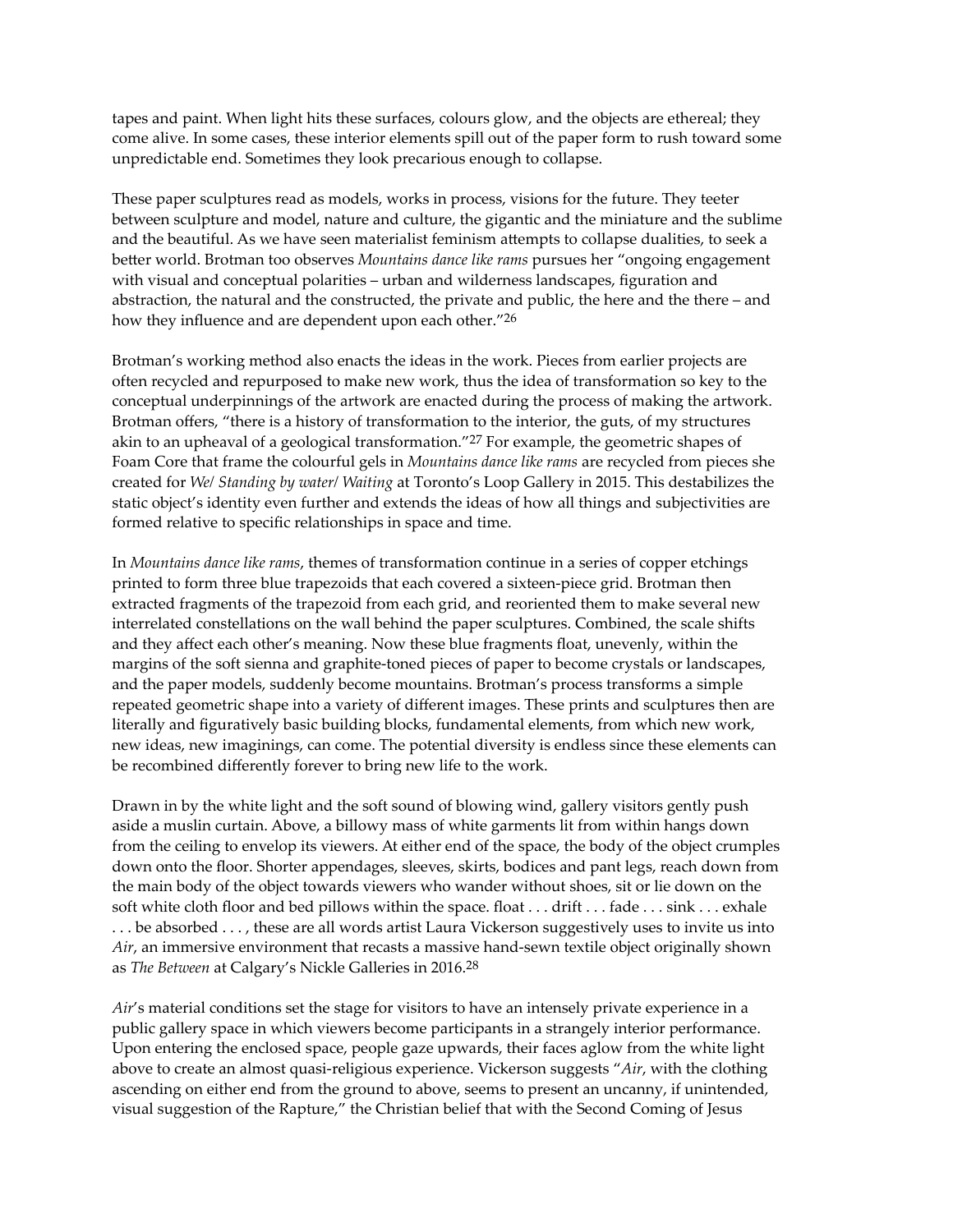tapes and paint. When light hits these surfaces, colours glow, and the objects are ethereal; they come alive. In some cases, these interior elements spill out of the paper form to rush toward some unpredictable end. Sometimes they look precarious enough to collapse.

These paper sculptures read as models, works in process, visions for the future. They teeter between sculpture and model, nature and culture, the gigantic and the miniature and the sublime and the beautiful. As we have seen materialist feminism attempts to collapse dualities, to seek a better world. Brotman too observes *Mountains dance like rams* pursues her "ongoing engagement with visual and conceptual polarities – urban and wilderness landscapes, figuration and abstraction, the natural and the constructed, the private and public, the here and the there – and how they influence and are dependent upon each other."[26]

Brotman's working method also enacts the ideas in the work. Pieces from earlier projects are often recycled and repurposed to make new work, thus the idea of transformation so key to the conceptual underpinnings of the artwork are enacted during the process of making the artwork. Brotman offers, "there is a history of transformation to the interior, the guts, of my structures akin to an upheaval of a geological transformation."[27] For example, the geometric shapes of Foam Core that frame the colourful gels in *Mountains dance like rams* are recycled from pieces she created for *We/ Standing by water/ Waiting* at Toronto's Loop Gallery in 2015. This destabilizes the static object's identity even further and extends the ideas of how all things and subjectivities are formed relative to specific relationships in space and time.

In *Mountains dance like rams*, themes of transformation continue in a series of copper etchings printed to form three blue trapezoids that each covered a sixteen-piece grid. Brotman then extracted fragments of the trapezoid from each grid, and reoriented them to make several new interrelated constellations on the wall behind the paper sculptures. Combined, the scale shifts and they affect each other's meaning. Now these blue fragments float, unevenly, within the margins of the soft sienna and graphite-toned pieces of paper to become crystals or landscapes, and the paper models, suddenly become mountains. Brotman's process transforms a simple repeated geometric shape into a variety of different images. These prints and sculptures then are literally and figuratively basic building blocks, fundamental elements, from which new work, new ideas, new imaginings, can come. The potential diversity is endless since these elements can be recombined differently forever to bring new life to the work.

Drawn in by the white light and the soft sound of blowing wind, gallery visitors gently push aside a muslin curtain. Above, a billowy mass of white garments lit from within hangs down from the ceiling to envelop its viewers. At either end of the space, the body of the object crumples down onto the floor. Shorter appendages, sleeves, skirts, bodices and pant legs, reach down from the main body of the object towards viewers who wander without shoes, sit or lie down on the soft white cloth floor and bed pillows within the space. float . . . drift . . . fade . . . sink . . . exhale . . . be absorbed . . . , these are all words artist Laura Vickerson suggestively uses to invite us into *Air*, an immersive environment that recasts a massive hand-sewn textile object originally shown as *The Between* at Calgary's Nickle Galleries in 2016.[28]

*Air*'s material conditions set the stage for visitors to have an intensely private experience in a public gallery space in which viewers become participants in a strangely interior performance. Upon entering the enclosed space, people gaze upwards, their faces aglow from the white light above to create an almost quasi-religious experience. Vickerson suggests "*Air*, with the clothing ascending on either end from the ground to above, seems to present an uncanny, if unintended, visual suggestion of the Rapture," the Christian belief that with the Second Coming of Jesus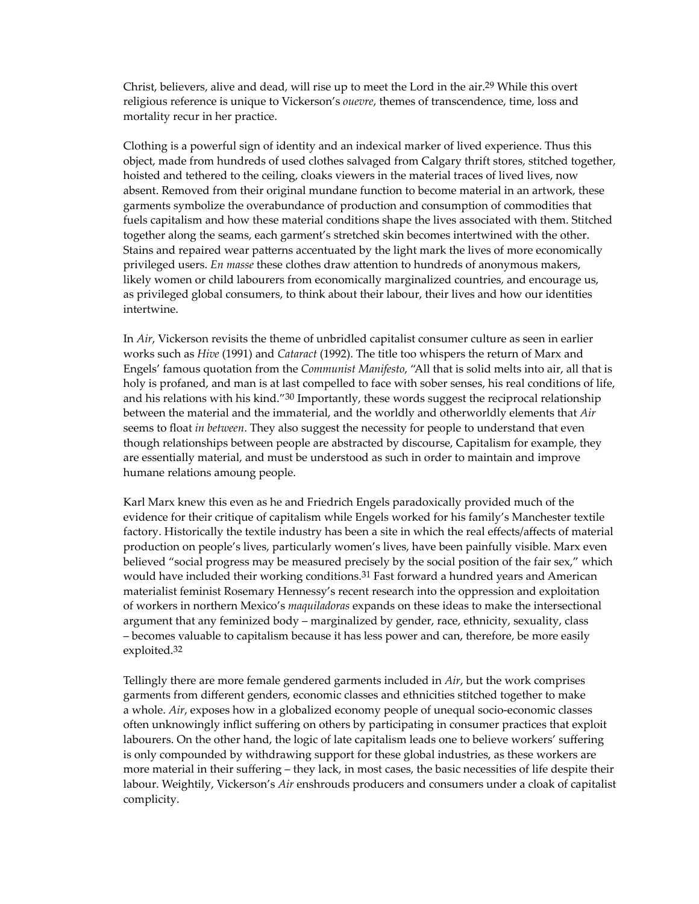Christ, believers, alive and dead, will rise up to meet the Lord in the air.[29] While this overt religious reference is unique to Vickerson's *ouevre*, themes of transcendence, time, loss and mortality recur in her practice.

Clothing is a powerful sign of identity and an indexical marker of lived experience. Thus this object, made from hundreds of used clothes salvaged from Calgary thrift stores, stitched together, hoisted and tethered to the ceiling, cloaks viewers in the material traces of lived lives, now absent. Removed from their original mundane function to become material in an artwork, these garments symbolize the overabundance of production and consumption of commodities that fuels capitalism and how these material conditions shape the lives associated with them. Stitched together along the seams, each garment's stretched skin becomes intertwined with the other. Stains and repaired wear patterns accentuated by the light mark the lives of more economically privileged users. *En masse* these clothes draw attention to hundreds of anonymous makers, likely women or child labourers from economically marginalized countries, and encourage us, as privileged global consumers, to think about their labour, their lives and how our identities intertwine.

In *Air*, Vickerson revisits the theme of unbridled capitalist consumer culture as seen in earlier works such as *Hive* (1991) and *Cataract* (1992). The title too whispers the return of Marx and Engels' famous quotation from the *Communist Manifesto*, "All that is solid melts into air, all that is holy is profaned, and man is at last compelled to face with sober senses, his real conditions of life, and his relations with his kind."[30] Importantly, these words suggest the reciprocal relationship between the material and the immaterial, and the worldly and otherworldly elements that *Air* seems to float *in between*. They also suggest the necessity for people to understand that even though relationships between people are abstracted by discourse, Capitalism for example, they are essentially material, and must be understood as such in order to maintain and improve humane relations amoung people.

Karl Marx knew this even as he and Friedrich Engels paradoxically provided much of the evidence for their critique of capitalism while Engels worked for his family's Manchester textile factory. Historically the textile industry has been a site in which the real effects/affects of material production on people's lives, particularly women's lives, have been painfully visible. Marx even believed "social progress may be measured precisely by the social position of the fair sex," which would have included their working conditions.[31] Fast forward a hundred years and American materialist feminist Rosemary Hennessy's recent research into the oppression and exploitation of workers in northern Mexico's *maquiladoras* expands on these ideas to make the intersectional argument that any feminized body – marginalized by gender, race, ethnicity, sexuality, class – becomes valuable to capitalism because it has less power and can, therefore, be more easily exploited.[32]

Tellingly there are more female gendered garments included in *Air*, but the work comprises garments from different genders, economic classes and ethnicities stitched together to make a whole. *Air*, exposes how in a globalized economy people of unequal socio-economic classes often unknowingly inflict suffering on others by participating in consumer practices that exploit labourers. On the other hand, the logic of late capitalism leads one to believe workers' suffering is only compounded by withdrawing support for these global industries, as these workers are more material in their suffering – they lack, in most cases, the basic necessities of life despite their labour. Weightily, Vickerson's *Air* enshrouds producers and consumers under a cloak of capitalist complicity.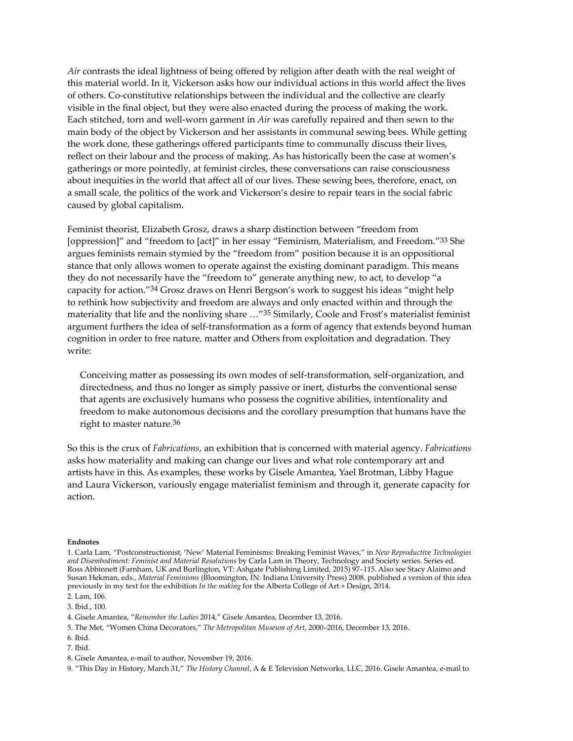*Air* contrasts the ideal lightness of being offered by religion after death with the real weight of this material world. In it, Vickerson asks how our individual actions in this world affect the lives of others. Co-constitutive relationships between the individual and the collective are clearly visible in the final object, but they were also enacted during the process of making the work. Each stitched, torn and well-worn garment in *Air* was carefully repaired and then sewn to the main body of the object by Vickerson and her assistants in communal sewing bees. While getting the work done, these gatherings offered participants time to communally discuss their lives, reflect on their labour and the process of making. As has historically been the case at women's gatherings or more pointedly, at feminist circles, these conversations can raise consciousness about inequities in the world that affect all of our lives. These sewing bees, therefore, enact, on a small scale, the politics of the work and Vickerson's desire to repair tears in the social fabric caused by global capitalism.

Feminist theorist, Elizabeth Grosz, draws a sharp distinction between "freedom from [oppression]" and "freedom to [act]" in her essay "Feminism, Materialism, and Freedom."[33] She argues feminists remain stymied by the "freedom from" position because it is an oppositional stance that only allows women to operate against the existing dominant paradigm. This means they do not necessarily have the "freedom to" generate anything new, to act, to develop "a capacity for action."[34] Grosz draws on Henri Bergson's work to suggest his ideas "might help to rethink how subjectivity and freedom are always and only enacted within and through the materiality that life and the nonliving share …"[35] Similarly, Coole and Frost's materialist feminist argument furthers the idea of self-transformation as a form of agency that extends beyond human cognition in order to free nature, matter and Others from exploitation and degradation. They write:

> Conceiving matter as possessing its own modes of self-transformation, self-organization, and directedness, and thus no longer as simply passive or inert, disturbs the conventional sense that agents are exclusively humans who possess the cognitive abilities, intentionality and freedom to make autonomous decisions and the corollary presumption that humans have the right to master nature.[36]

So this is the crux of *Fabrications*, an exhibition that is concerned with material agency. *Fabrications* asks how materiality and making can change our lives and what role contemporary art and artists have in this. As examples, these works by Gisele Amantea, Yael Brotman, Libby Hague and Laura Vickerson, variously engage materialist feminism and through it, generate capacity for action.

**Endnotes**

1. Carla Lam, "Postconstructionist, 'New' Material Feminisms: Breaking Feminist Waves," in *New Reproductive Technologies and Disembodiment: Feminist and Material Resolutions* by Carla Lam in Theory, Technology and Society series. Series ed. Ross Abbinnett (Farnham, UK and Burlington, VT: Ashgate Publishing Limited, 2015) 97–115. Also see Stacy Alaimo and Susan Hekman, eds., *Material Feminisms* (Bloomington, IN: Indiana University Press) 2008. published a version of this idea previously in my text for the exhibition *In the making* for the Alberta College of Art + Design, 2014.
2. Lam, 106.
3. Ibid., 100.
4. Gisele Amantea, "*Remember the Ladies* 2014," Gisele Amantea, December 13, 2016.
5. The Met, "Women China Decorators," *The Metropolitan Museum of Art*, 2000–2016, December 13, 2016.
6. Ibid.
7. Ibid.
8. Gisele Amantea, e-mail to author, November 19, 2016.
9. "This Day in History, March 31," *The History Channel*, A & E Television Networks, LLC, 2016. Gisele Amantea, e-mail to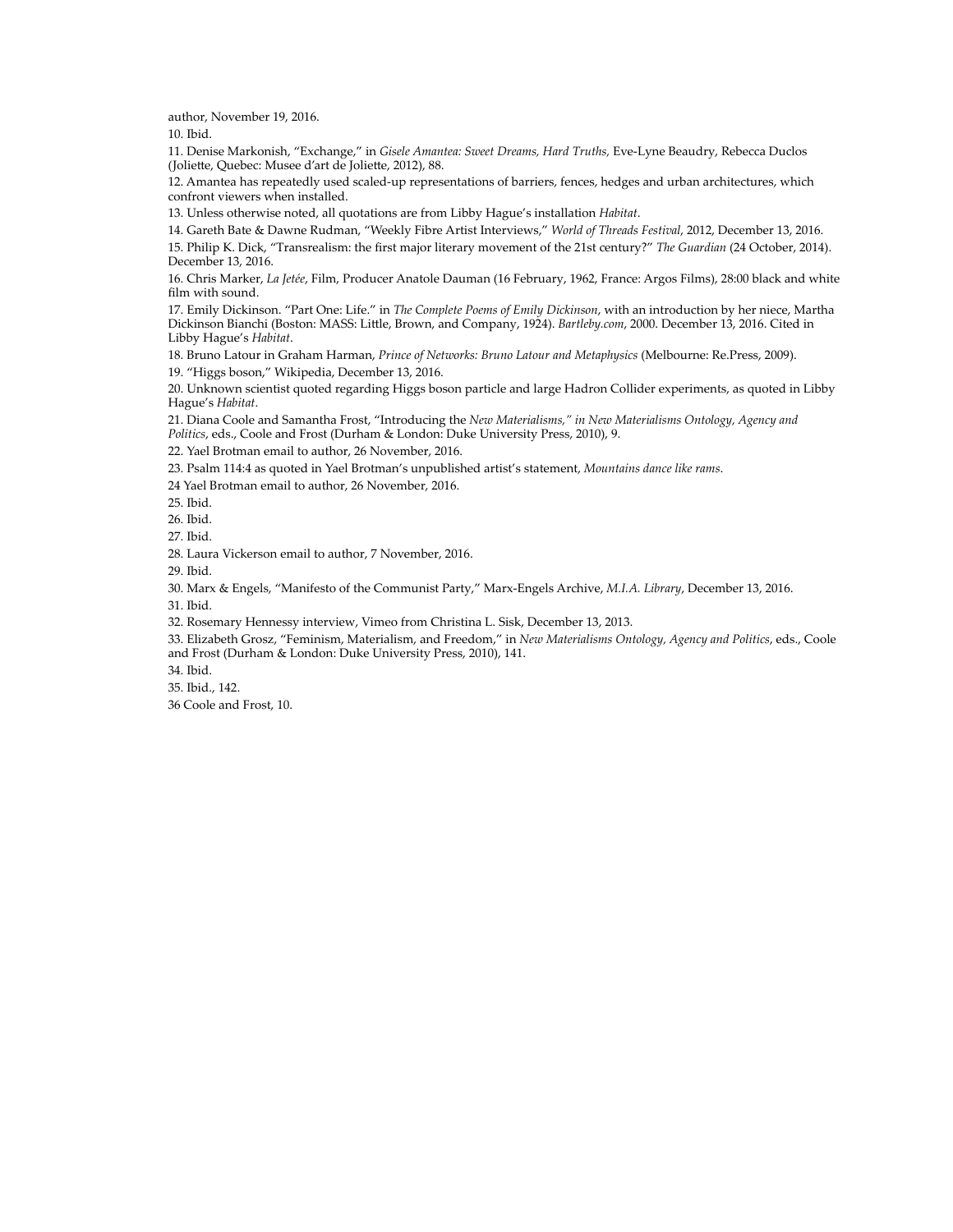author, November 19, 2016.

10. Ibid.

11. Denise Markonish, "Exchange," in *Gisele Amantea: Sweet Dreams, Hard Truths,* Eve-Lyne Beaudry, Rebecca Duclos (Joliette, Quebec: Musee d'art de Joliette, 2012), 88.

12. Amantea has repeatedly used scaled-up representations of barriers, fences, hedges and urban architectures, which confront viewers when installed.

13. Unless otherwise noted, all quotations are from Libby Hague's installation *Habitat*.

14. Gareth Bate & Dawne Rudman, "Weekly Fibre Artist Interviews," *World of Threads Festival*, 2012, December 13, 2016.

15. Philip K. Dick, "Transrealism: the first major literary movement of the 21st century?" *The Guardian* (24 October, 2014). December 13, 2016.

16. Chris Marker, *La Jetée*, Film, Producer Anatole Dauman (16 February, 1962, France: Argos Films), 28:00 black and white film with sound.

17. Emily Dickinson. "Part One: Life." in *The Complete Poems of Emily Dickinson*, with an introduction by her niece, Martha Dickinson Bianchi (Boston: MASS: Little, Brown, and Company, 1924). *Bartleby.com*, 2000. December 13, 2016. Cited in Libby Hague's *Habitat*.

18. Bruno Latour in Graham Harman, *Prince of Networks: Bruno Latour and Metaphysics* (Melbourne: Re.Press, 2009).

19. "Higgs boson," Wikipedia, December 13, 2016.

20. Unknown scientist quoted regarding Higgs boson particle and large Hadron Collider experiments, as quoted in Libby Hague's *Habitat*.

21. Diana Coole and Samantha Frost, "Introducing the *New Materialisms," in New Materialisms Ontology, Agency and Politics*, eds., Coole and Frost (Durham & London: Duke University Press, 2010), 9.

22. Yael Brotman email to author, 26 November, 2016.

23. Psalm 114:4 as quoted in Yael Brotman's unpublished artist's statement, *Mountains dance like rams*.

24 Yael Brotman email to author, 26 November, 2016.

25. Ibid.

26. Ibid.

27. Ibid.

28. Laura Vickerson email to author, 7 November, 2016.

29. Ibid.

30. Marx & Engels, "Manifesto of the Communist Party," Marx-Engels Archive, *M.I.A. Library*, December 13, 2016.

31. Ibid.

32. Rosemary Hennessy interview, Vimeo from Christina L. Sisk, December 13, 2013.

33. Elizabeth Grosz, "Feminism, Materialism, and Freedom," in *New Materialisms Ontology, Agency and Politics*, eds., Coole and Frost (Durham & London: Duke University Press, 2010), 141.

34. Ibid.

35. Ibid., 142.

36 Coole and Frost, 10.